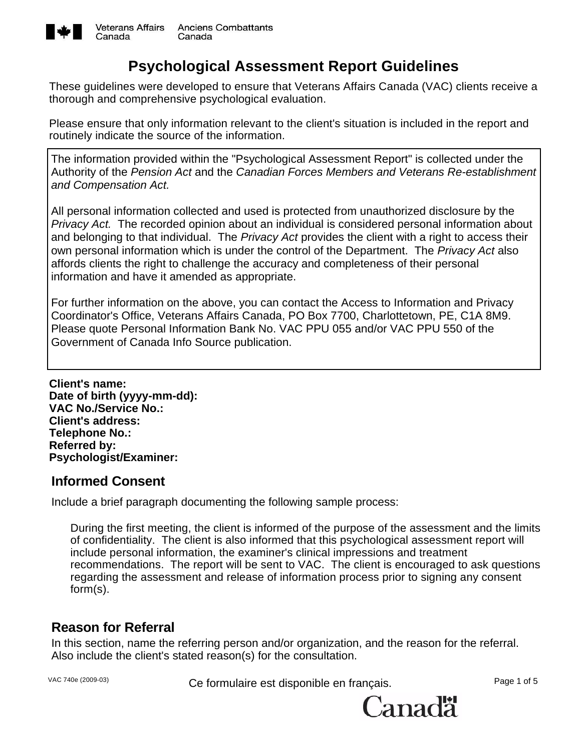Veterans Affairs Canada | Anciens Combattants Canada

# Psychological Assessment Report Guidelines

These guidelines were developed to ensure that Veterans Affairs Canada (VAC) clients receive a thorough and comprehensive psychological evaluation.

Please ensure that only information relevant to the client's situation is included in the report and routinely indicate the source of the information.

The information provided within the "Psychological Assessment Report" is collected under the Authority of the *Pension Act* and the *Canadian Forces Members and Veterans Re-establishment and Compensation Act.*

All personal information collected and used is protected from unauthorized disclosure by the *Privacy Act.* The recorded opinion about an individual is considered personal information about and belonging to that individual. The *Privacy Act* provides the client with a right to access their own personal information which is under the control of the Department. The *Privacy Act* also affords clients the right to challenge the accuracy and completeness of their personal information and have it amended as appropriate.

For further information on the above, you can contact the Access to Information and Privacy Coordinator's Office, Veterans Affairs Canada, PO Box 7700, Charlottetown, PE, C1A 8M9. Please quote Personal Information Bank No. VAC PPU 055 and/or VAC PPU 550 of the Government of Canada Info Source publication.

**Client's name:**
**Date of birth (yyyy-mm-dd):**
**VAC No./Service No.:**
**Client's address:**
**Telephone No.:**
**Referred by:**
**Psychologist/Examiner:**

## Informed Consent

Include a brief paragraph documenting the following sample process:

> During the first meeting, the client is informed of the purpose of the assessment and the limits of confidentiality. The client is also informed that this psychological assessment report will include personal information, the examiner's clinical impressions and treatment recommendations. The report will be sent to VAC. The client is encouraged to ask questions regarding the assessment and release of information process prior to signing any consent form(s).

## Reason for Referral

In this section, name the referring person and/or organization, and the reason for the referral. Also include the client's stated reason(s) for the consultation.

VAC 740e (2009-03)

Ce formulaire est disponible en français.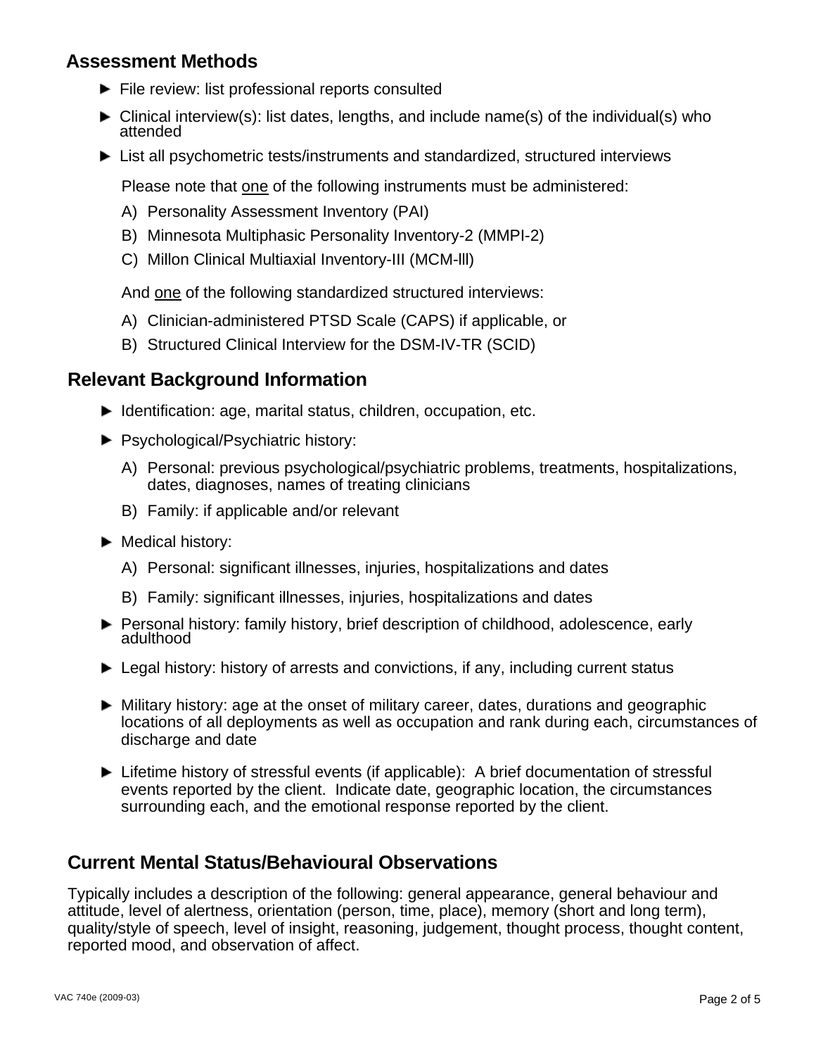## Assessment Methods

- File review: list professional reports consulted
- Clinical interview(s): list dates, lengths, and include name(s) of the individual(s) who attended
- List all psychometric tests/instruments and standardized, structured interviews

  Please note that <u>one</u> of the following instruments must be administered:

  A) Personality Assessment Inventory (PAI)

  B) Minnesota Multiphasic Personality Inventory-2 (MMPI-2)

  C) Millon Clinical Multiaxial Inventory-III (MCM-lll)

  And <u>one</u> of the following standardized structured interviews:

  A) Clinician-administered PTSD Scale (CAPS) if applicable, or

  B) Structured Clinical Interview for the DSM-IV-TR (SCID)

## Relevant Background Information

- Identification: age, marital status, children, occupation, etc.
- Psychological/Psychiatric history:

  A) Personal: previous psychological/psychiatric problems, treatments, hospitalizations, dates, diagnoses, names of treating clinicians

  B) Family: if applicable and/or relevant

- Medical history:

  A) Personal: significant illnesses, injuries, hospitalizations and dates

  B) Family: significant illnesses, injuries, hospitalizations and dates

- Personal history: family history, brief description of childhood, adolescence, early adulthood
- Legal history: history of arrests and convictions, if any, including current status
- Military history: age at the onset of military career, dates, durations and geographic locations of all deployments as well as occupation and rank during each, circumstances of discharge and date
- Lifetime history of stressful events (if applicable): A brief documentation of stressful events reported by the client. Indicate date, geographic location, the circumstances surrounding each, and the emotional response reported by the client.

## Current Mental Status/Behavioural Observations

Typically includes a description of the following: general appearance, general behaviour and attitude, level of alertness, orientation (person, time, place), memory (short and long term), quality/style of speech, level of insight, reasoning, judgement, thought process, thought content, reported mood, and observation of affect.

VAC 740e (2009-03)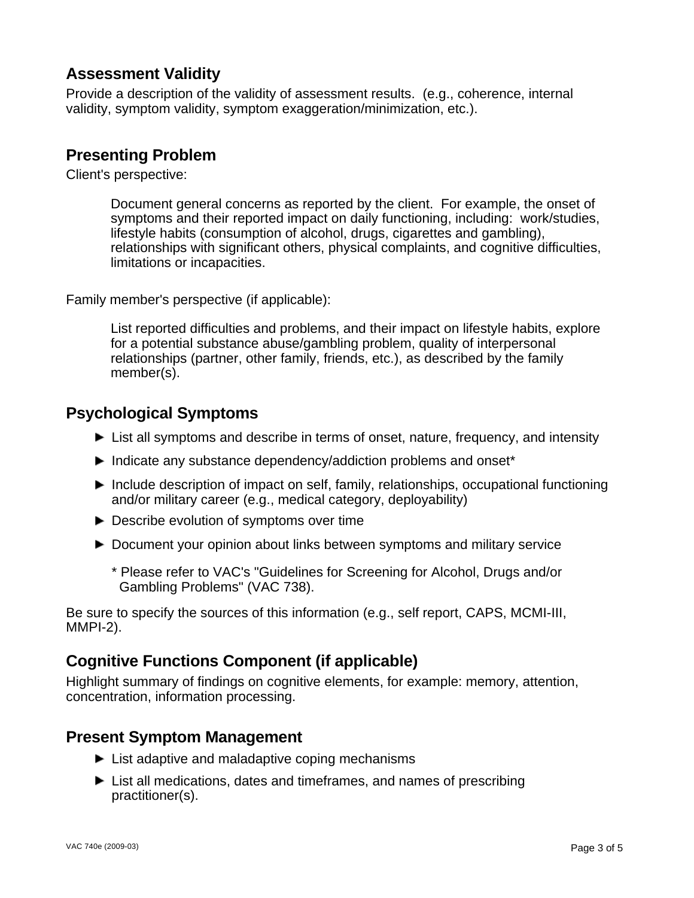## Assessment Validity

Provide a description of the validity of assessment results. (e.g., coherence, internal validity, symptom validity, symptom exaggeration/minimization, etc.).

## Presenting Problem

Client's perspective:

> Document general concerns as reported by the client. For example, the onset of symptoms and their reported impact on daily functioning, including: work/studies, lifestyle habits (consumption of alcohol, drugs, cigarettes and gambling), relationships with significant others, physical complaints, and cognitive difficulties, limitations or incapacities.

Family member's perspective (if applicable):

> List reported difficulties and problems, and their impact on lifestyle habits, explore for a potential substance abuse/gambling problem, quality of interpersonal relationships (partner, other family, friends, etc.), as described by the family member(s).

## Psychological Symptoms

- List all symptoms and describe in terms of onset, nature, frequency, and intensity
- Indicate any substance dependency/addiction problems and onset*
- Include description of impact on self, family, relationships, occupational functioning and/or military career (e.g., medical category, deployability)
- Describe evolution of symptoms over time
- Document your opinion about links between symptoms and military service

  * Please refer to VAC's "Guidelines for Screening for Alcohol, Drugs and/or Gambling Problems" (VAC 738).

Be sure to specify the sources of this information (e.g., self report, CAPS, MCMI-III, MMPI-2).

## Cognitive Functions Component (if applicable)

Highlight summary of findings on cognitive elements, for example: memory, attention, concentration, information processing.

## Present Symptom Management

- List adaptive and maladaptive coping mechanisms
- List all medications, dates and timeframes, and names of prescribing practitioner(s).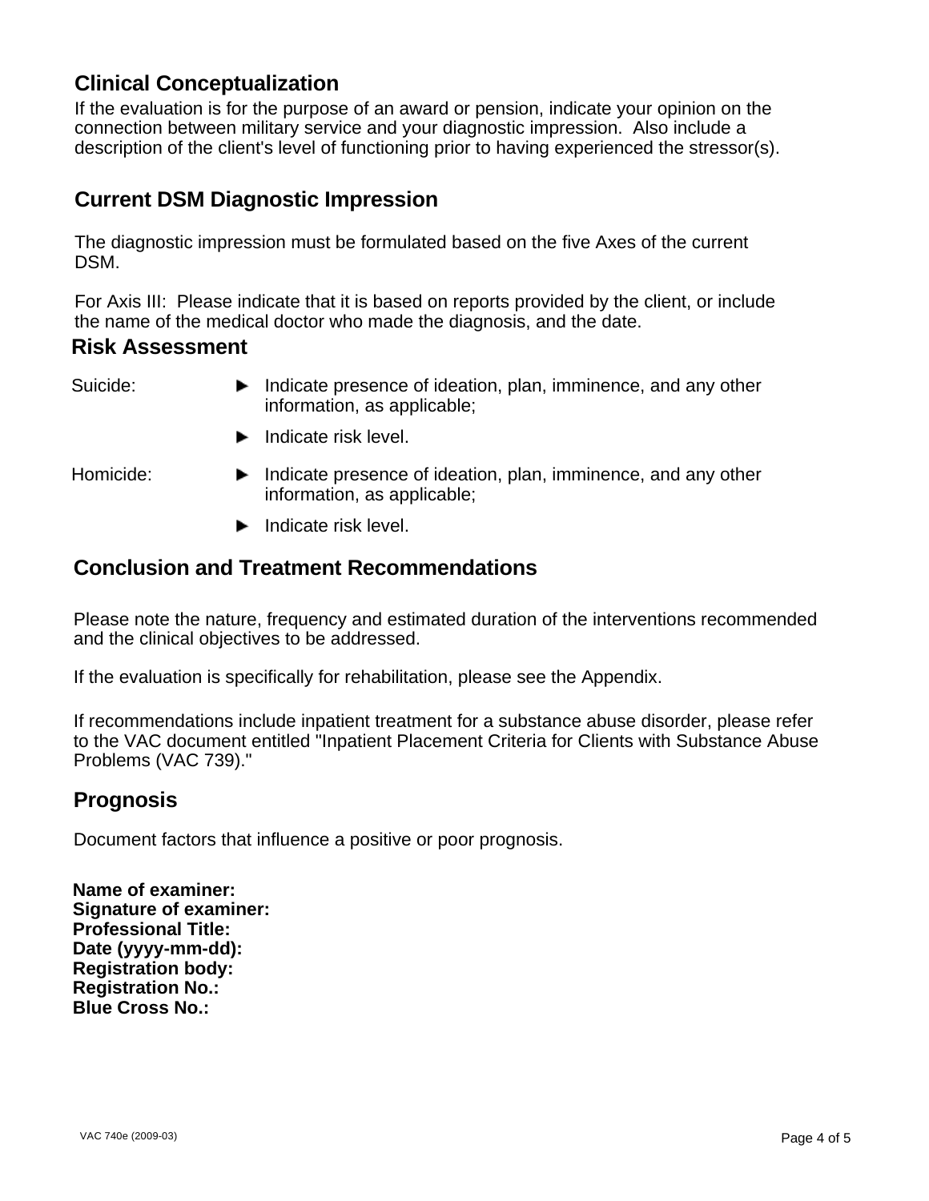## Clinical Conceptualization

If the evaluation is for the purpose of an award or pension, indicate your opinion on the connection between military service and your diagnostic impression. Also include a description of the client's level of functioning prior to having experienced the stressor(s).

## Current DSM Diagnostic Impression

The diagnostic impression must be formulated based on the five Axes of the current DSM.

For Axis III: Please indicate that it is based on reports provided by the client, or include the name of the medical doctor who made the diagnosis, and the date.

## Risk Assessment

Suicide:

- Indicate presence of ideation, plan, imminence, and any other information, as applicable;
- Indicate risk level.

Homicide:

- Indicate presence of ideation, plan, imminence, and any other information, as applicable;
- Indicate risk level.

## Conclusion and Treatment Recommendations

Please note the nature, frequency and estimated duration of the interventions recommended and the clinical objectives to be addressed.

If the evaluation is specifically for rehabilitation, please see the Appendix.

If recommendations include inpatient treatment for a substance abuse disorder, please refer to the VAC document entitled "Inpatient Placement Criteria for Clients with Substance Abuse Problems (VAC 739)."

## Prognosis

Document factors that influence a positive or poor prognosis.

**Name of examiner:**
**Signature of examiner:**
**Professional Title:**
**Date (yyyy-mm-dd):**
**Registration body:**
**Registration No.:**
**Blue Cross No.:**

VAC 740e (2009-03)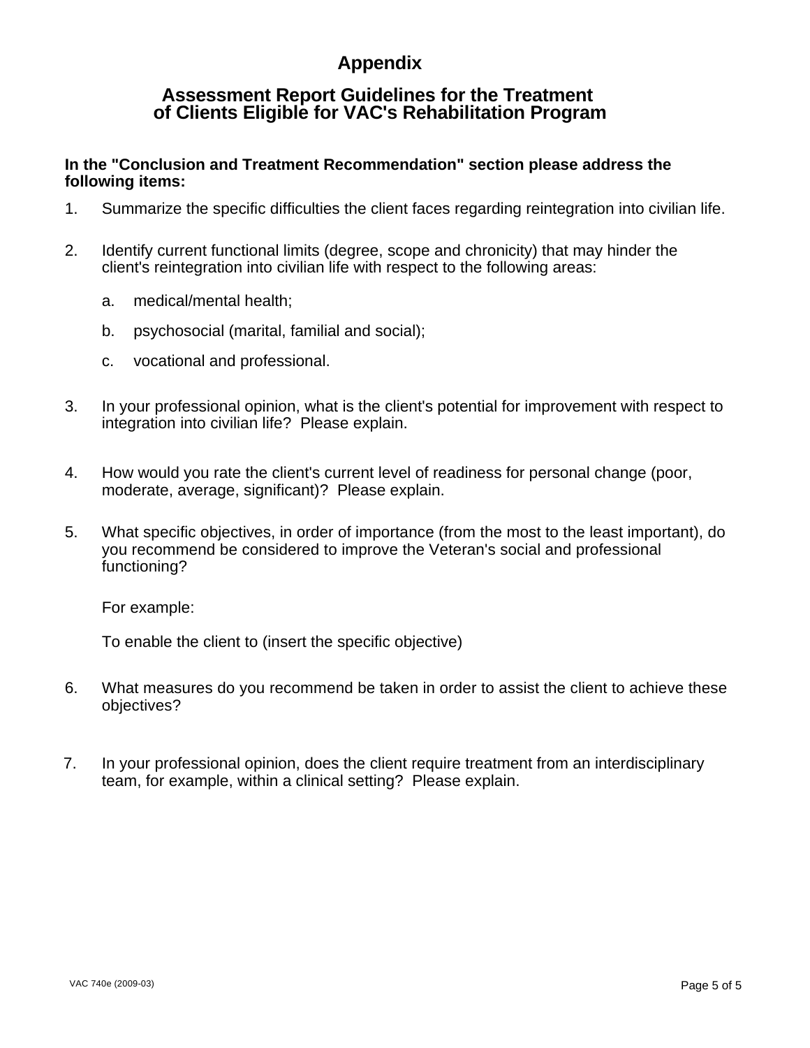# Appendix

## Assessment Report Guidelines for the Treatment of Clients Eligible for VAC's Rehabilitation Program

**In the "Conclusion and Treatment Recommendation" section please address the following items:**

1. Summarize the specific difficulties the client faces regarding reintegration into civilian life.

2. Identify current functional limits (degree, scope and chronicity) that may hinder the client's reintegration into civilian life with respect to the following areas:

   a. medical/mental health;

   b. psychosocial (marital, familial and social);

   c. vocational and professional.

3. In your professional opinion, what is the client's potential for improvement with respect to integration into civilian life? Please explain.

4. How would you rate the client's current level of readiness for personal change (poor, moderate, average, significant)? Please explain.

5. What specific objectives, in order of importance (from the most to the least important), do you recommend be considered to improve the Veteran's social and professional functioning?

   For example:

   To enable the client to (insert the specific objective)

6. What measures do you recommend be taken in order to assist the client to achieve these objectives?

7. In your professional opinion, does the client require treatment from an interdisciplinary team, for example, within a clinical setting? Please explain.

VAC 740e (2009-03)